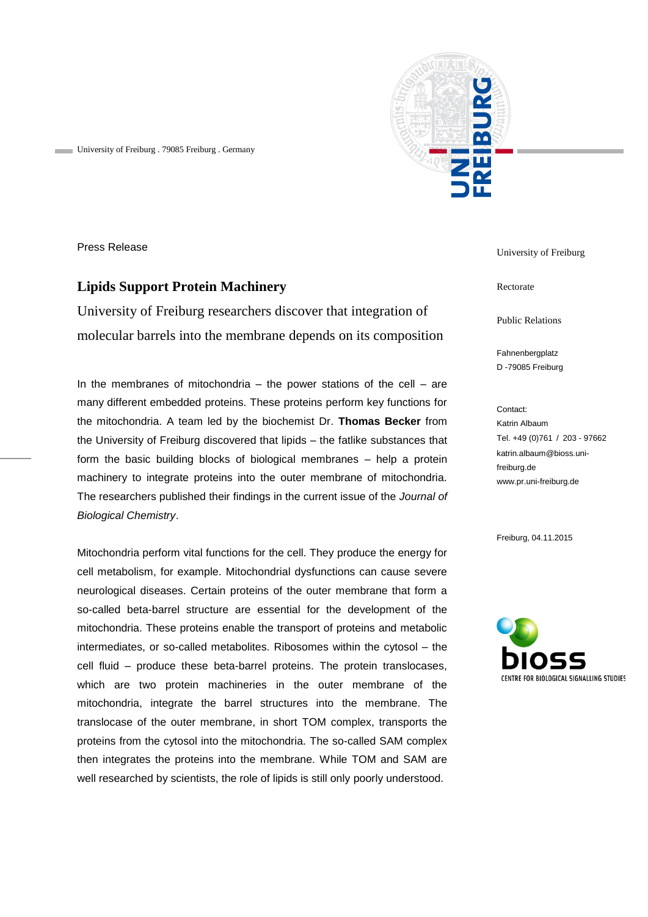University of Freiburg . 79085 Freiburg . Germany

Press Release

# Lipids Support Protein Machinery

University of Freiburg researchers discover that integration of molecular barrels into the membrane depends on its composition

University of Freiburg

Rectorate

Public Relations

Fahnenbergplatz
D -79085 Freiburg

Contact:
Katrin Albaum
Tel. +49 (0)761 / 203 - 97662
katrin.albaum@bioss.uni-freiburg.de
www.pr.uni-freiburg.de

Freiburg, 04.11.2015

bioss
CENTRE FOR BIOLOGICAL SIGNALLING STUDIES

In the membranes of mitochondria – the power stations of the cell – are many different embedded proteins. These proteins perform key functions for the mitochondria. A team led by the biochemist Dr. **Thomas Becker** from the University of Freiburg discovered that lipids – the fatlike substances that form the basic building blocks of biological membranes – help a protein machinery to integrate proteins into the outer membrane of mitochondria. The researchers published their findings in the current issue of the *Journal of Biological Chemistry*.

Mitochondria perform vital functions for the cell. They produce the energy for cell metabolism, for example. Mitochondrial dysfunctions can cause severe neurological diseases. Certain proteins of the outer membrane that form a so-called beta-barrel structure are essential for the development of the mitochondria. These proteins enable the transport of proteins and metabolic intermediates, or so-called metabolites. Ribosomes within the cytosol – the cell fluid – produce these beta-barrel proteins. The protein translocases, which are two protein machineries in the outer membrane of the mitochondria, integrate the barrel structures into the membrane. The translocase of the outer membrane, in short TOM complex, transports the proteins from the cytosol into the mitochondria. The so-called SAM complex then integrates the proteins into the membrane. While TOM and SAM are well researched by scientists, the role of lipids is still only poorly understood.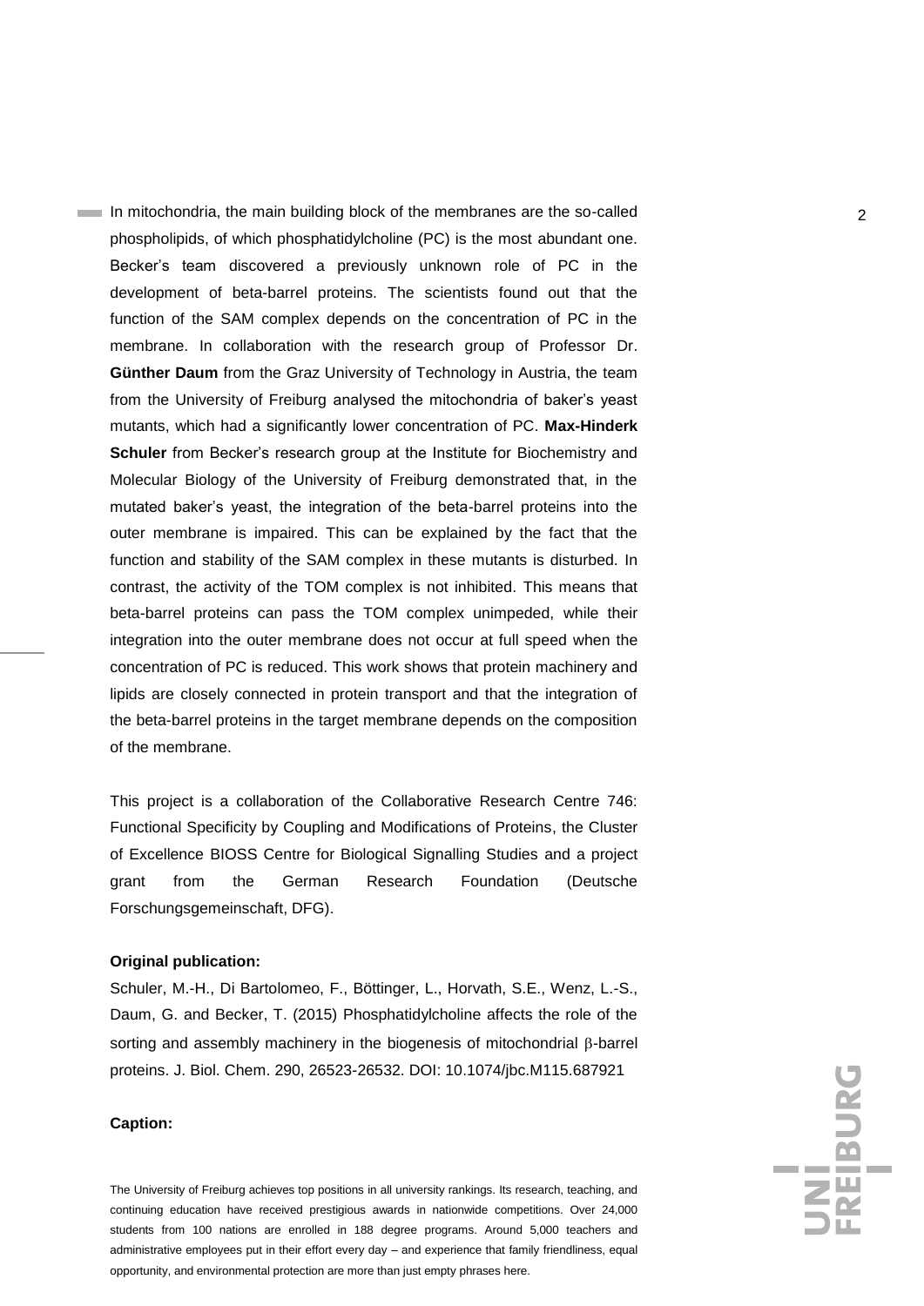In mitochondria, the main building block of the membranes are the so-called phospholipids, of which phosphatidylcholine (PC) is the most abundant one. Becker's team discovered a previously unknown role of PC in the development of beta-barrel proteins. The scientists found out that the function of the SAM complex depends on the concentration of PC in the membrane. In collaboration with the research group of Professor Dr. **Günther Daum** from the Graz University of Technology in Austria, the team from the University of Freiburg analysed the mitochondria of baker's yeast mutants, which had a significantly lower concentration of PC. **Max-Hinderk Schuler** from Becker's research group at the Institute for Biochemistry and Molecular Biology of the University of Freiburg demonstrated that, in the mutated baker's yeast, the integration of the beta-barrel proteins into the outer membrane is impaired. This can be explained by the fact that the function and stability of the SAM complex in these mutants is disturbed. In contrast, the activity of the TOM complex is not inhibited. This means that beta-barrel proteins can pass the TOM complex unimpeded, while their integration into the outer membrane does not occur at full speed when the concentration of PC is reduced. This work shows that protein machinery and lipids are closely connected in protein transport and that the integration of the beta-barrel proteins in the target membrane depends on the composition of the membrane.

This project is a collaboration of the Collaborative Research Centre 746: Functional Specificity by Coupling and Modifications of Proteins, the Cluster of Excellence BIOSS Centre for Biological Signalling Studies and a project grant from the German Research Foundation (Deutsche Forschungsgemeinschaft, DFG).

**Original publication:**

Schuler, M.-H., Di Bartolomeo, F., Böttinger, L., Horvath, S.E., Wenz, L.-S., Daum, G. and Becker, T. (2015) Phosphatidylcholine affects the role of the sorting and assembly machinery in the biogenesis of mitochondrial β-barrel proteins. J. Biol. Chem. 290, 26523-26532. DOI: 10.1074/jbc.M115.687921

**Caption:**

The University of Freiburg achieves top positions in all university rankings. Its research, teaching, and continuing education have received prestigious awards in nationwide competitions. Over 24,000 students from 100 nations are enrolled in 188 degree programs. Around 5,000 teachers and administrative employees put in their effort every day – and experience that family friendliness, equal opportunity, and environmental protection are more than just empty phrases here.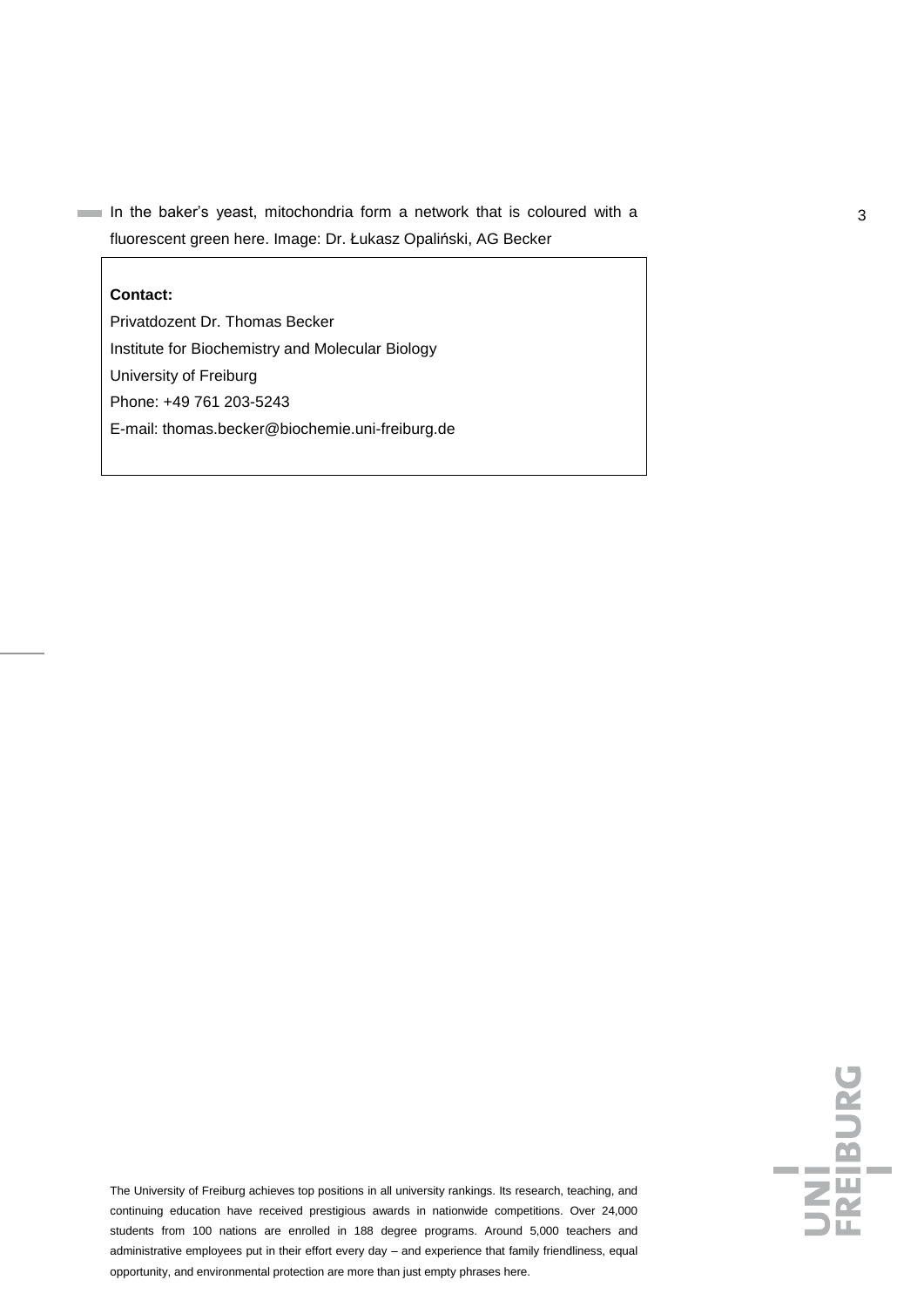In the baker's yeast, mitochondria form a network that is coloured with a fluorescent green here. Image: Dr. Łukasz Opaliński, AG Becker

**Contact:**

Privatdozent Dr. Thomas Becker
Institute for Biochemistry and Molecular Biology
University of Freiburg
Phone: +49 761 203-5243
E-mail: thomas.becker@biochemie.uni-freiburg.de

The University of Freiburg achieves top positions in all university rankings. Its research, teaching, and continuing education have received prestigious awards in nationwide competitions. Over 24,000 students from 100 nations are enrolled in 188 degree programs. Around 5,000 teachers and administrative employees put in their effort every day – and experience that family friendliness, equal opportunity, and environmental protection are more than just empty phrases here.